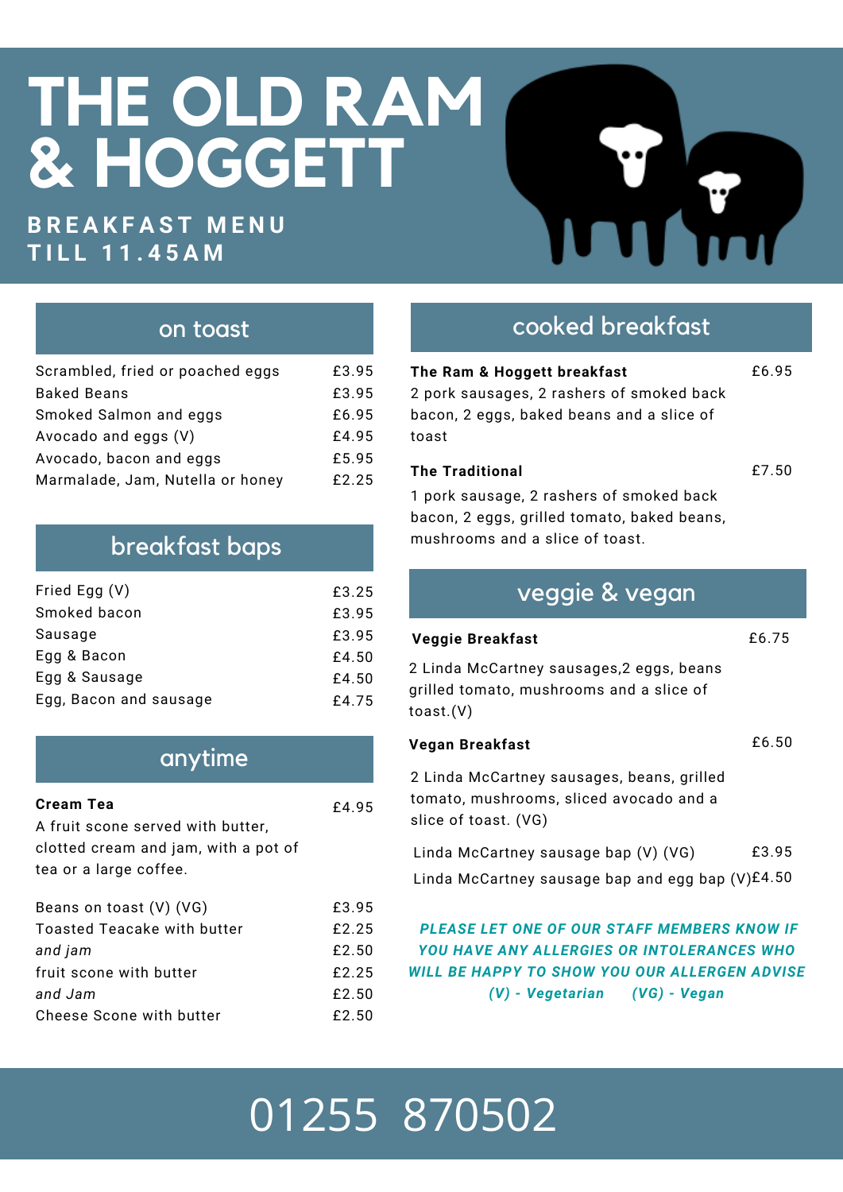# THE OLD RAM & HOGGETT

**BREAKFAST MENU TILL 11.45AM**

## on toast

| | |
|---|---|
| Scrambled, fried or poached eggs | £3.95 |
| Baked Beans | £3.95 |
| Smoked Salmon and eggs | £6.95 |
| Avocado and eggs (V) | £4.95 |
| Avocado, bacon and eggs | £5.95 |
| Marmalade, Jam, Nutella or honey | £2.25 |

## breakfast baps

| | |
|---|---|
| Fried Egg (V) | £3.25 |
| Smoked bacon | £3.95 |
| Sausage | £3.95 |
| Egg & Bacon | £4.50 |
| Egg & Sausage | £4.50 |
| Egg, Bacon and sausage | £4.75 |

## anytime

**Cream Tea** £4.95

A fruit scone served with butter, clotted cream and jam, with a pot of tea or a large coffee.

| | |
|---|---|
| Beans on toast (V) (VG) | £3.95 |
| Toasted Teacake with butter | £2.25 |
| *and jam* | £2.50 |
| fruit scone with butter | £2.25 |
| *and Jam* | £2.50 |
| Cheese Scone with butter | £2.50 |

## cooked breakfast

**The Ram & Hoggett breakfast** £6.95

2 pork sausages, 2 rashers of smoked back bacon, 2 eggs, baked beans and a slice of toast

**The Traditional** £7.50

1 pork sausage, 2 rashers of smoked back bacon, 2 eggs, grilled tomato, baked beans, mushrooms and a slice of toast.

## veggie & vegan

**Veggie Breakfast** £6.75

2 Linda McCartney sausages,2 eggs, beans grilled tomato, mushrooms and a slice of toast.(V)

**Vegan Breakfast** £6.50

2 Linda McCartney sausages, beans, grilled tomato, mushrooms, sliced avocado and a slice of toast. (VG)

| | |
|---|---|
| Linda McCartney sausage bap (V) (VG) | £3.95 |
| Linda McCartney sausage bap and egg bap (V) | £4.50 |

***PLEASE LET ONE OF OUR STAFF MEMBERS KNOW IF YOU HAVE ANY ALLERGIES OR INTOLERANCES WHO WILL BE HAPPY TO SHOW YOU OUR ALLERGEN ADVISE***

***(V) - Vegetarian (VG) - Vegan***

01255 870502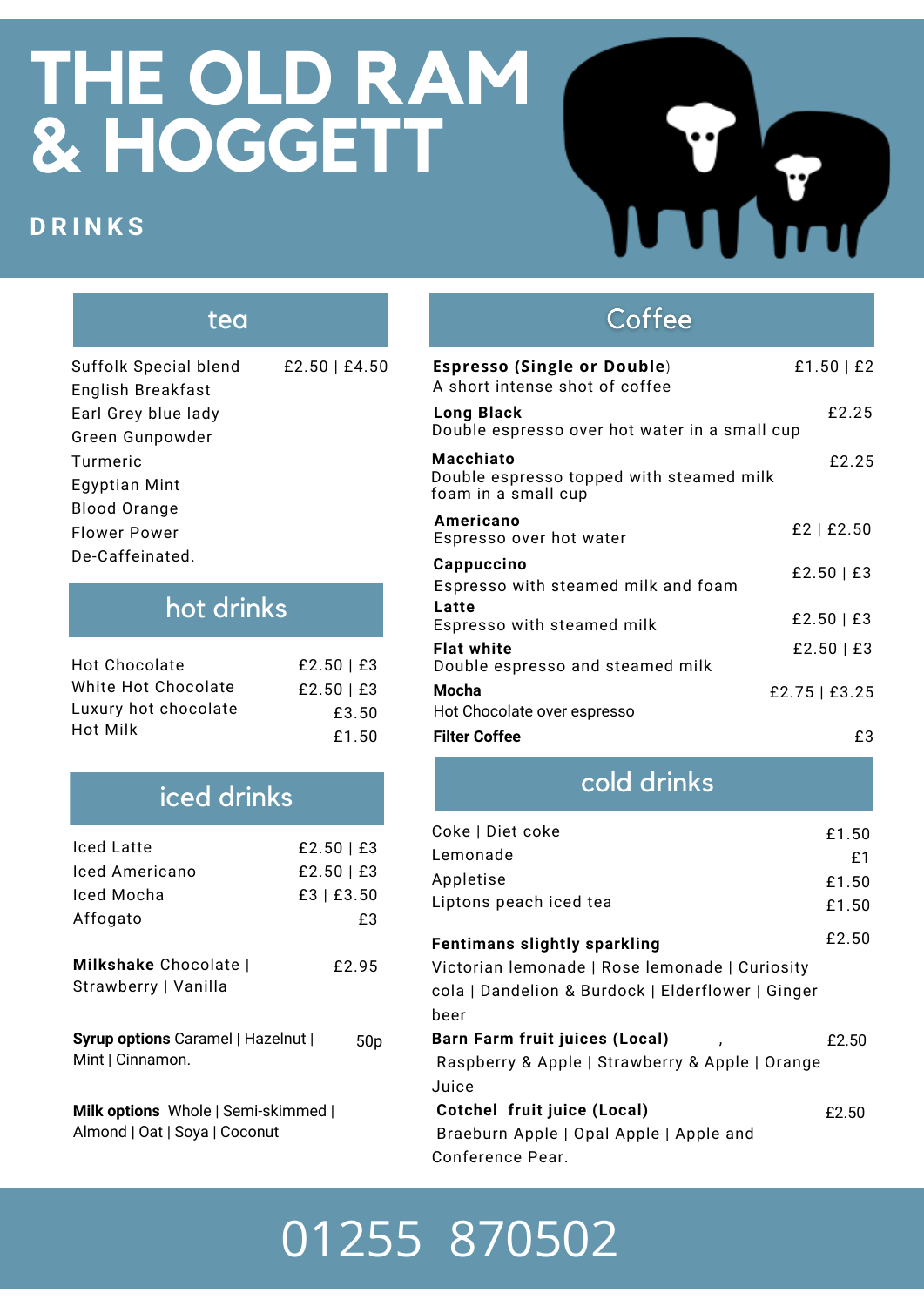# THE OLD RAM & HOGGETT

## DRINKS

## tea

| | |
|---|---|
| Suffolk Special blend | £2.50 \| £4.50 |
| English Breakfast | |
| Earl Grey blue lady | |
| Green Gunpowder | |
| Turmeric | |
| Egyptian Mint | |
| Blood Orange | |
| Flower Power | |
| De-Caffeinated. | |

## hot drinks

| | |
|---|---|
| Hot Chocolate | £2.50 \| £3 |
| White Hot Chocolate | £2.50 \| £3 |
| Luxury hot chocolate | £3.50 |
| Hot Milk | £1.50 |

## iced drinks

| | |
|---|---|
| Iced Latte | £2.50 \| £3 |
| Iced Americano | £2.50 \| £3 |
| Iced Mocha | £3 \| £3.50 |
| Affogato | £3 |

**Milkshake** Chocolate | Strawberry | Vanilla — £2.95

**Syrup options** Caramel | Hazelnut | Mint | Cinnamon. — 50p

**Milk options** Whole | Semi-skimmed | Almond | Oat | Soya | Coconut

## Coffee

**Espresso (Single or Double)** — £1.50 | £2
A short intense shot of coffee

**Long Black** — £2.25
Double espresso over hot water in a small cup

**Macchiato** — £2.25
Double espresso topped with steamed milk foam in a small cup

**Americano** — £2 | £2.50
Espresso over hot water

**Cappuccino** — £2.50 | £3
Espresso with steamed milk and foam

**Latte** — £2.50 | £3
Espresso with steamed milk

**Flat white** — £2.50 | £3
Double espresso and steamed milk

**Mocha** — £2.75 | £3.25
Hot Chocolate over espresso

**Filter Coffee** — £3

## cold drinks

| | |
|---|---|
| Coke \| Diet coke | £1.50 |
| Lemonade | £1 |
| Appletise | £1.50 |
| Liptons peach iced tea | £1.50 |

**Fentimans slightly sparkling** — £2.50
Victorian lemonade | Rose lemonade | Curiosity cola | Dandelion & Burdock | Elderflower | Ginger beer

**Barn Farm fruit juices (Local)** — £2.50
Raspberry & Apple | Strawberry & Apple | Orange Juice

**Cotchel fruit juice (Local)** — £2.50
Braeburn Apple | Opal Apple | Apple and Conference Pear.

01255 870502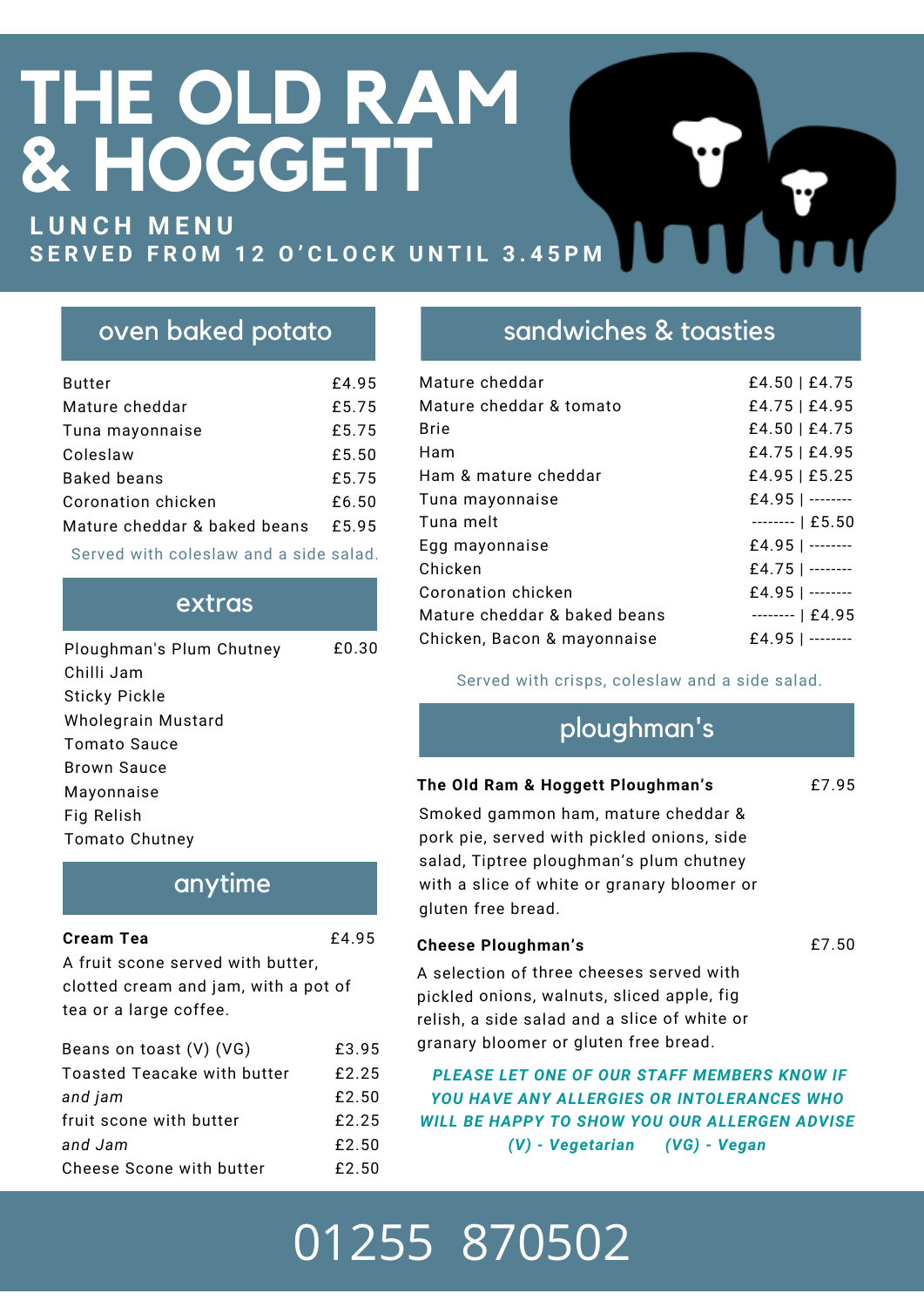# THE OLD RAM & HOGGETT

**LUNCH MENU**
**SERVED FROM 12 O'CLOCK UNTIL 3.45PM**

## oven baked potato

| | |
|---|---|
| Butter | £4.95 |
| Mature cheddar | £5.75 |
| Tuna mayonnaise | £5.75 |
| Coleslaw | £5.50 |
| Baked beans | £5.75 |
| Coronation chicken | £6.50 |
| Mature cheddar & baked beans | £5.95 |

Served with coleslaw and a side salad.

## extras

| | |
|---|---|
| Ploughman's Plum Chutney | £0.30 |
| Chilli Jam | |
| Sticky Pickle | |
| Wholegrain Mustard | |
| Tomato Sauce | |
| Brown Sauce | |
| Mayonnaise | |
| Fig Relish | |
| Tomato Chutney | |

## anytime

**Cream Tea** £4.95

A fruit scone served with butter, clotted cream and jam, with a pot of tea or a large coffee.

| | |
|---|---|
| Beans on toast (V) (VG) | £3.95 |
| Toasted Teacake with butter | £2.25 |
| *and jam* | £2.50 |
| fruit scone with butter | £2.25 |
| *and Jam* | £2.50 |
| Cheese Scone with butter | £2.50 |

## sandwiches & toasties

| | |
|---|---|
| Mature cheddar | £4.50 \| £4.75 |
| Mature cheddar & tomato | £4.75 \| £4.95 |
| Brie | £4.50 \| £4.75 |
| Ham | £4.75 \| £4.95 |
| Ham & mature cheddar | £4.95 \| £5.25 |
| Tuna mayonnaise | £4.95 \| -------- |
| Tuna melt | -------- \| £5.50 |
| Egg mayonnaise | £4.95 \| -------- |
| Chicken | £4.75 \| -------- |
| Coronation chicken | £4.95 \| -------- |
| Mature cheddar & baked beans | -------- \| £4.95 |
| Chicken, Bacon & mayonnaise | £4.95 \| -------- |

Served with crisps, coleslaw and a side salad.

## ploughman's

**The Old Ram & Hoggett Ploughman's** £7.95

Smoked gammon ham, mature cheddar & pork pie, served with pickled onions, side salad, Tiptree ploughman's plum chutney with a slice of white or granary bloomer or gluten free bread.

**Cheese Ploughman's** £7.50

A selection of three cheeses served with pickled onions, walnuts, sliced apple, fig relish, a side salad and a slice of white or granary bloomer or gluten free bread.

***PLEASE LET ONE OF OUR STAFF MEMBERS KNOW IF YOU HAVE ANY ALLERGIES OR INTOLERANCES WHO WILL BE HAPPY TO SHOW YOU OUR ALLERGEN ADVISE***

***(V) - Vegetarian (VG) - Vegan***

01255 870502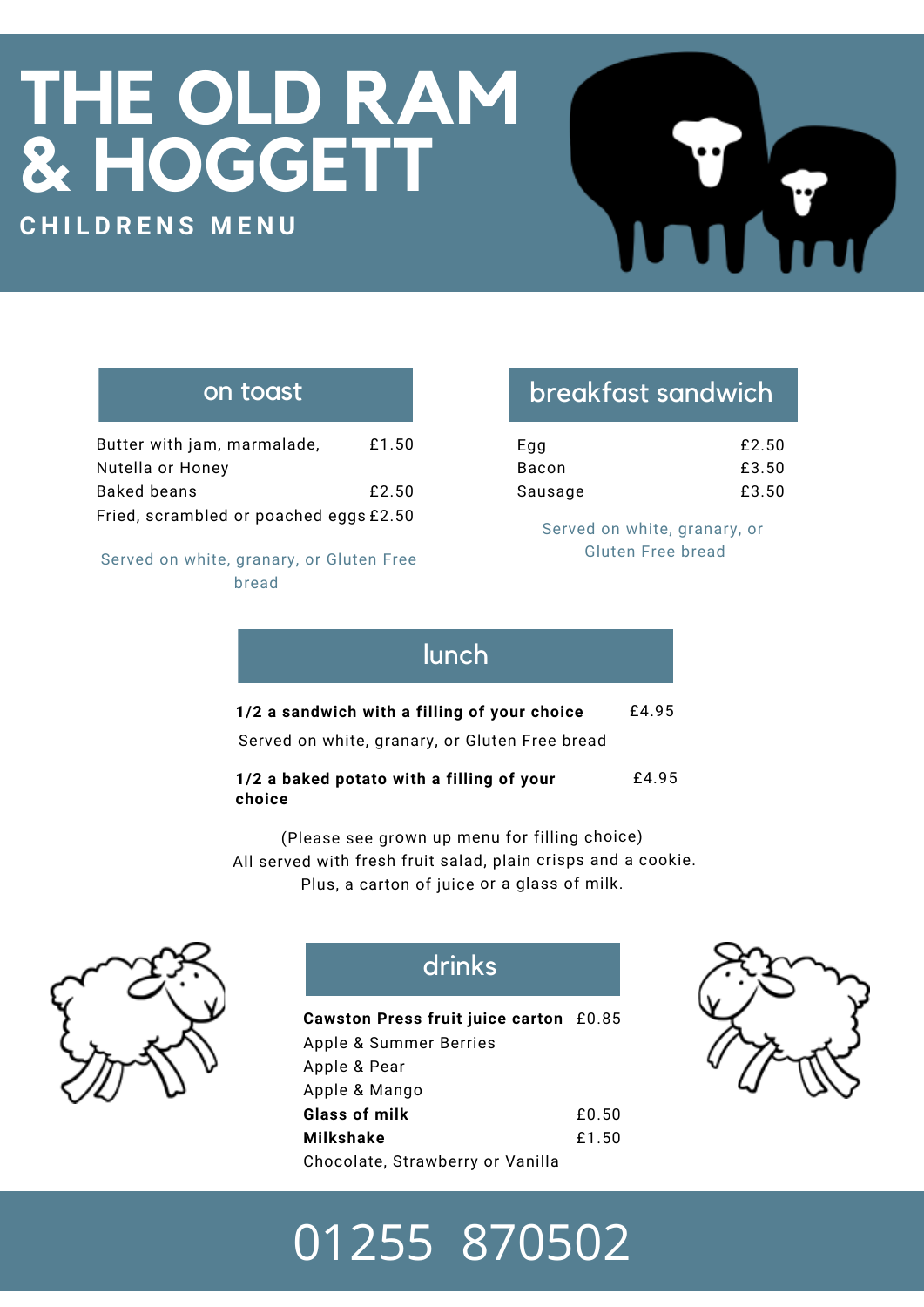# THE OLD RAM & HOGGETT

**CHILDRENS MENU**

## on toast

| | |
|---|---|
| Butter with jam, marmalade, Nutella or Honey | £1.50 |
| Baked beans | £2.50 |
| Fried, scrambled or poached eggs | £2.50 |

Served on white, granary, or Gluten Free bread

## breakfast sandwich

| | |
|---|---|
| Egg | £2.50 |
| Bacon | £3.50 |
| Sausage | £3.50 |

Served on white, granary, or Gluten Free bread

## lunch

**1/2 a sandwich with a filling of your choice** £4.95

Served on white, granary, or Gluten Free bread

**1/2 a baked potato with a filling of your choice** £4.95

(Please see grown up menu for filling choice)
All served with fresh fruit salad, plain crisps and a cookie.
Plus, a carton of juice or a glass of milk.

## drinks

**Cawston Press fruit juice carton** £0.85

Apple & Summer Berries
Apple & Pear
Apple & Mango

**Glass of milk** £0.50

**Milkshake** £1.50

Chocolate, Strawberry or Vanilla

01255 870502